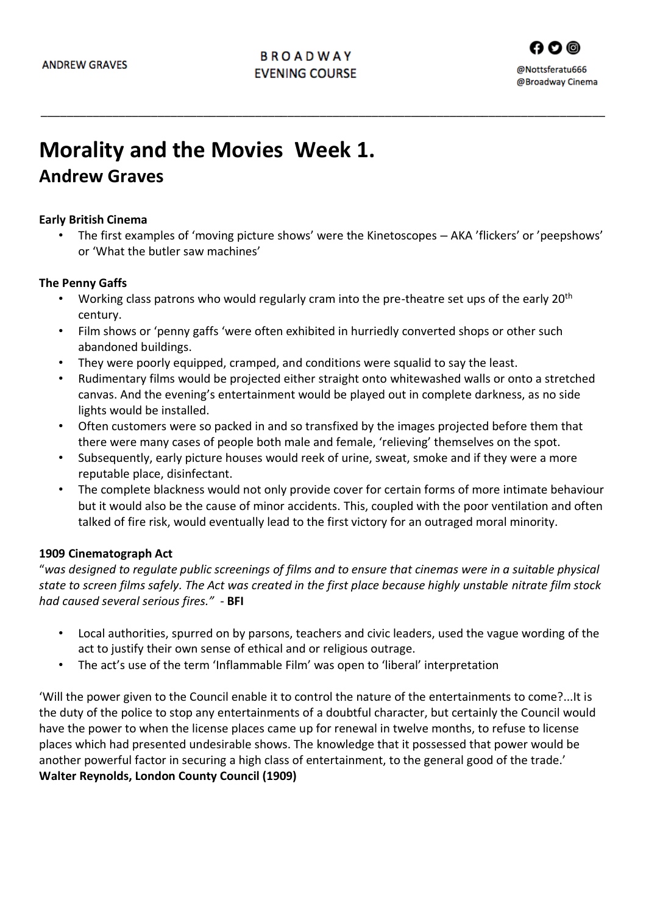# Morality and the Movies Week 1.
## Andrew Graves

**Early British Cinema**

- The first examples of 'moving picture shows' were the Kinetoscopes – AKA 'flickers' or 'peepshows' or 'What the butler saw machines'

**The Penny Gaffs**

- Working class patrons who would regularly cram into the pre-theatre set ups of the early 20th century.
- Film shows or 'penny gaffs 'were often exhibited in hurriedly converted shops or other such abandoned buildings.
- They were poorly equipped, cramped, and conditions were squalid to say the least.
- Rudimentary films would be projected either straight onto whitewashed walls or onto a stretched canvas. And the evening's entertainment would be played out in complete darkness, as no side lights would be installed.
- Often customers were so packed in and so transfixed by the images projected before them that there were many cases of people both male and female, 'relieving' themselves on the spot.
- Subsequently, early picture houses would reek of urine, sweat, smoke and if they were a more reputable place, disinfectant.
- The complete blackness would not only provide cover for certain forms of more intimate behaviour but it would also be the cause of minor accidents. This, coupled with the poor ventilation and often talked of fire risk, would eventually lead to the first victory for an outraged moral minority.

**1909 Cinematograph Act**

"*was designed to regulate public screenings of films and to ensure that cinemas were in a suitable physical state to screen films safely. The Act was created in the first place because highly unstable nitrate film stock had caused several serious fires." -* **BFI**

- Local authorities, spurred on by parsons, teachers and civic leaders, used the vague wording of the act to justify their own sense of ethical and or religious outrage.
- The act's use of the term 'Inflammable Film' was open to 'liberal' interpretation

'Will the power given to the Council enable it to control the nature of the entertainments to come?...It is the duty of the police to stop any entertainments of a doubtful character, but certainly the Council would have the power to when the license places came up for renewal in twelve months, to refuse to license places which had presented undesirable shows. The knowledge that it possessed that power would be another powerful factor in securing a high class of entertainment, to the general good of the trade.'
**Walter Reynolds, London County Council (1909)**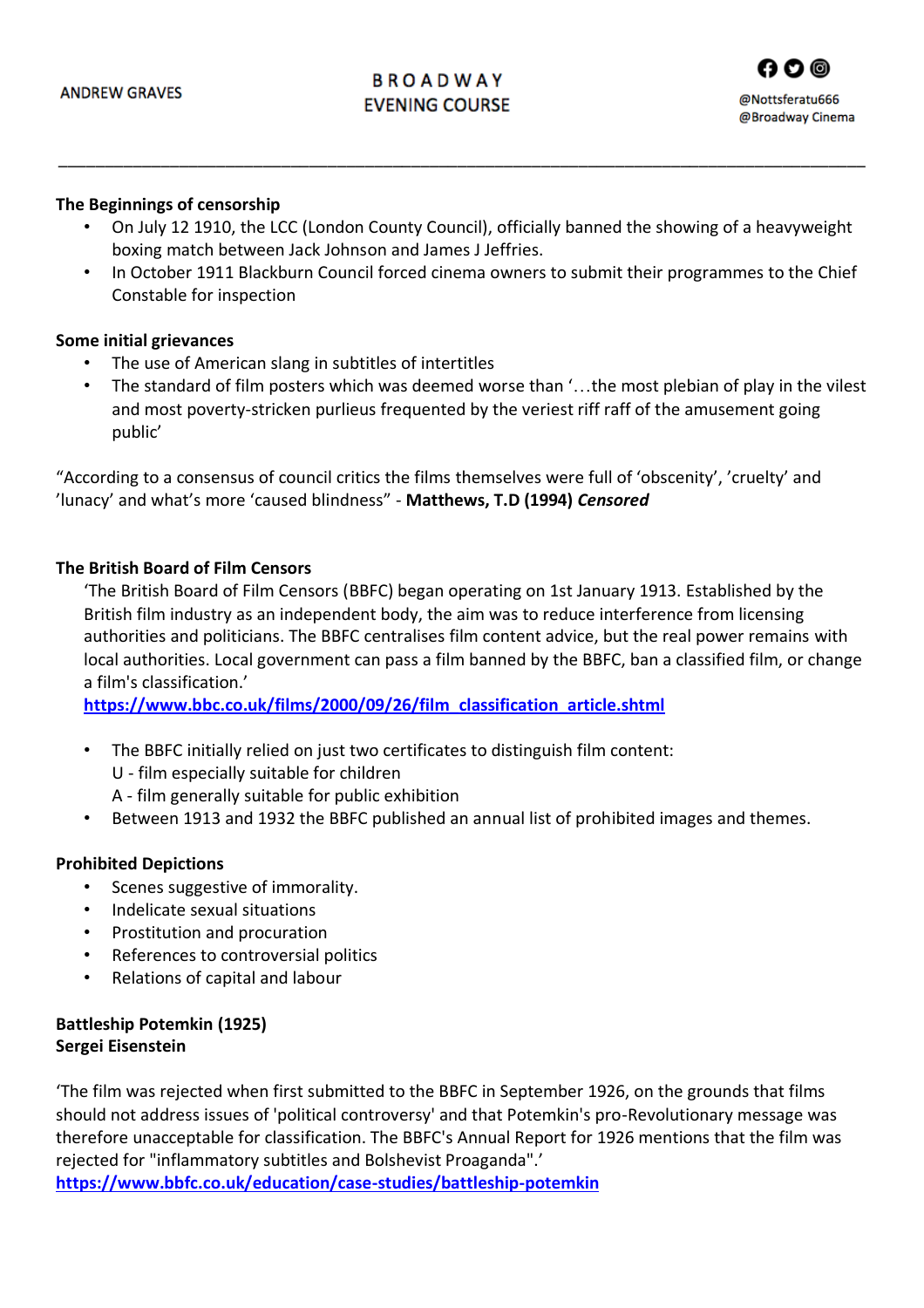### The Beginnings of censorship

- On July 12 1910, the LCC (London County Council), officially banned the showing of a heavyweight boxing match between Jack Johnson and James J Jeffries.
- In October 1911 Blackburn Council forced cinema owners to submit their programmes to the Chief Constable for inspection

### Some initial grievances

- The use of American slang in subtitles of intertitles
- The standard of film posters which was deemed worse than '…the most plebian of play in the vilest and most poverty-stricken purlieus frequented by the veriest riff raff of the amusement going public'

"According to a consensus of council critics the films themselves were full of 'obscenity', 'cruelty' and 'lunacy' and what's more 'caused blindness" - **Matthews, T.D (1994) *Censored***

### The British Board of Film Censors

'The British Board of Film Censors (BBFC) began operating on 1st January 1913. Established by the British film industry as an independent body, the aim was to reduce interference from licensing authorities and politicians. The BBFC centralises film content advice, but the real power remains with local authorities. Local government can pass a film banned by the BBFC, ban a classified film, or change a film's classification.'
**https://www.bbc.co.uk/films/2000/09/26/film_classification_article.shtml**

- The BBFC initially relied on just two certificates to distinguish film content:
  U - film especially suitable for children
  A - film generally suitable for public exhibition
- Between 1913 and 1932 the BBFC published an annual list of prohibited images and themes.

### Prohibited Depictions

- Scenes suggestive of immorality.
- Indelicate sexual situations
- Prostitution and procuration
- References to controversial politics
- Relations of capital and labour

**Battleship Potemkin (1925)**
**Sergei Eisenstein**

'The film was rejected when first submitted to the BBFC in September 1926, on the grounds that films should not address issues of 'political controversy' and that Potemkin's pro-Revolutionary message was therefore unacceptable for classification. The BBFC's Annual Report for 1926 mentions that the film was rejected for "inflammatory subtitles and Bolshevist Proaganda".'
**https://www.bbfc.co.uk/education/case-studies/battleship-potemkin**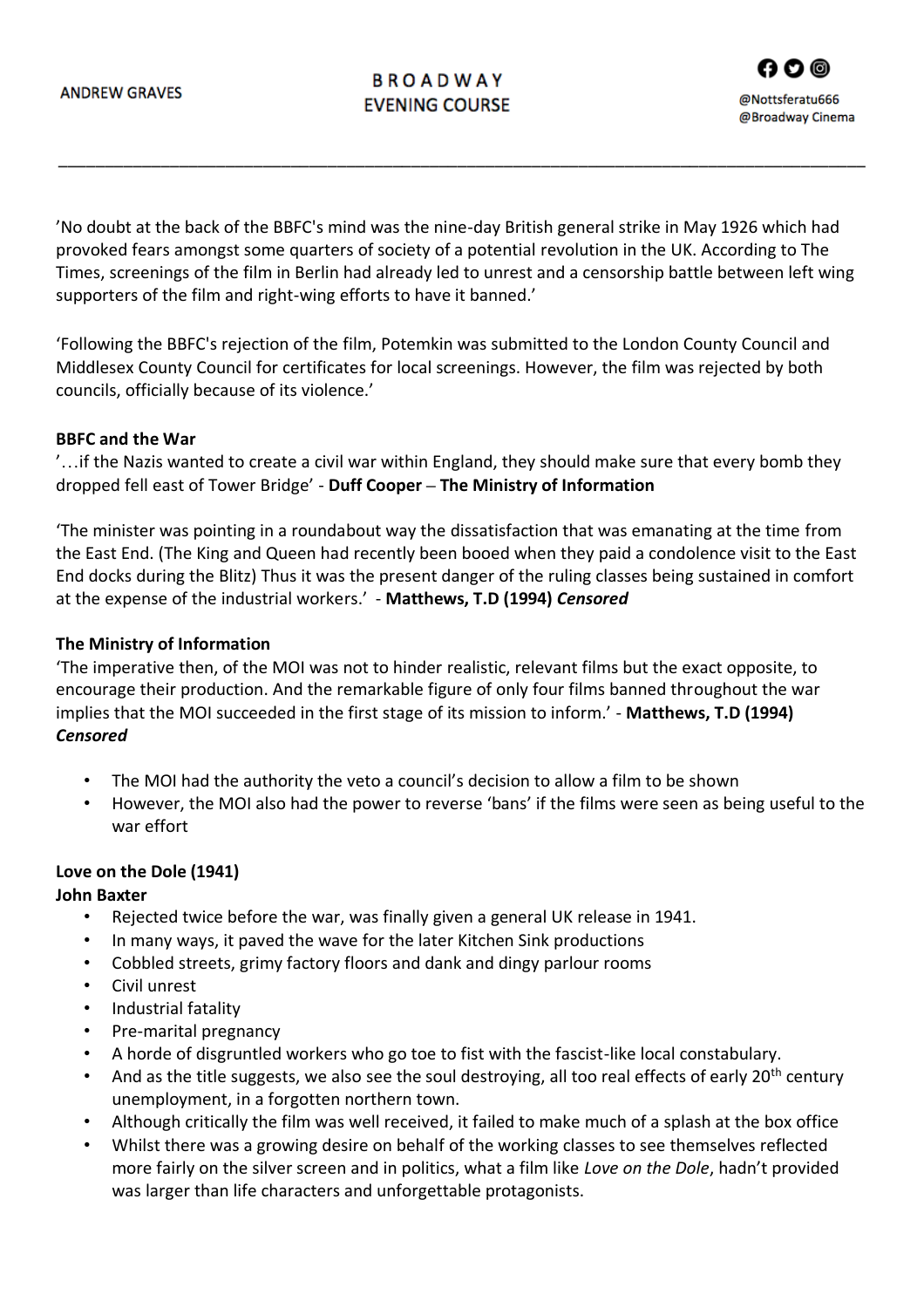'No doubt at the back of the BBFC's mind was the nine-day British general strike in May 1926 which had provoked fears amongst some quarters of society of a potential revolution in the UK. According to The Times, screenings of the film in Berlin had already led to unrest and a censorship battle between left wing supporters of the film and right-wing efforts to have it banned.'

'Following the BBFC's rejection of the film, Potemkin was submitted to the London County Council and Middlesex County Council for certificates for local screenings. However, the film was rejected by both councils, officially because of its violence.'

**BBFC and the War**
'…if the Nazis wanted to create a civil war within England, they should make sure that every bomb they dropped fell east of Tower Bridge' - **Duff Cooper** – **The Ministry of Information**

'The minister was pointing in a roundabout way the dissatisfaction that was emanating at the time from the East End. (The King and Queen had recently been booed when they paid a condolence visit to the East End docks during the Blitz) Thus it was the present danger of the ruling classes being sustained in comfort at the expense of the industrial workers.' - **Matthews, T.D (1994)** ***Censored***

**The Ministry of Information**
'The imperative then, of the MOI was not to hinder realistic, relevant films but the exact opposite, to encourage their production. And the remarkable figure of only four films banned throughout the war implies that the MOI succeeded in the first stage of its mission to inform.' - **Matthews, T.D (1994)** ***Censored***

- The MOI had the authority the veto a council's decision to allow a film to be shown
- However, the MOI also had the power to reverse 'bans' if the films were seen as being useful to the war effort

**Love on the Dole (1941)**
**John Baxter**

- Rejected twice before the war, was finally given a general UK release in 1941.
- In many ways, it paved the wave for the later Kitchen Sink productions
- Cobbled streets, grimy factory floors and dank and dingy parlour rooms
- Civil unrest
- Industrial fatality
- Pre-marital pregnancy
- A horde of disgruntled workers who go toe to fist with the fascist-like local constabulary.
- And as the title suggests, we also see the soul destroying, all too real effects of early 20th century unemployment, in a forgotten northern town.
- Although critically the film was well received, it failed to make much of a splash at the box office
- Whilst there was a growing desire on behalf of the working classes to see themselves reflected more fairly on the silver screen and in politics, what a film like *Love on the Dole*, hadn't provided was larger than life characters and unforgettable protagonists.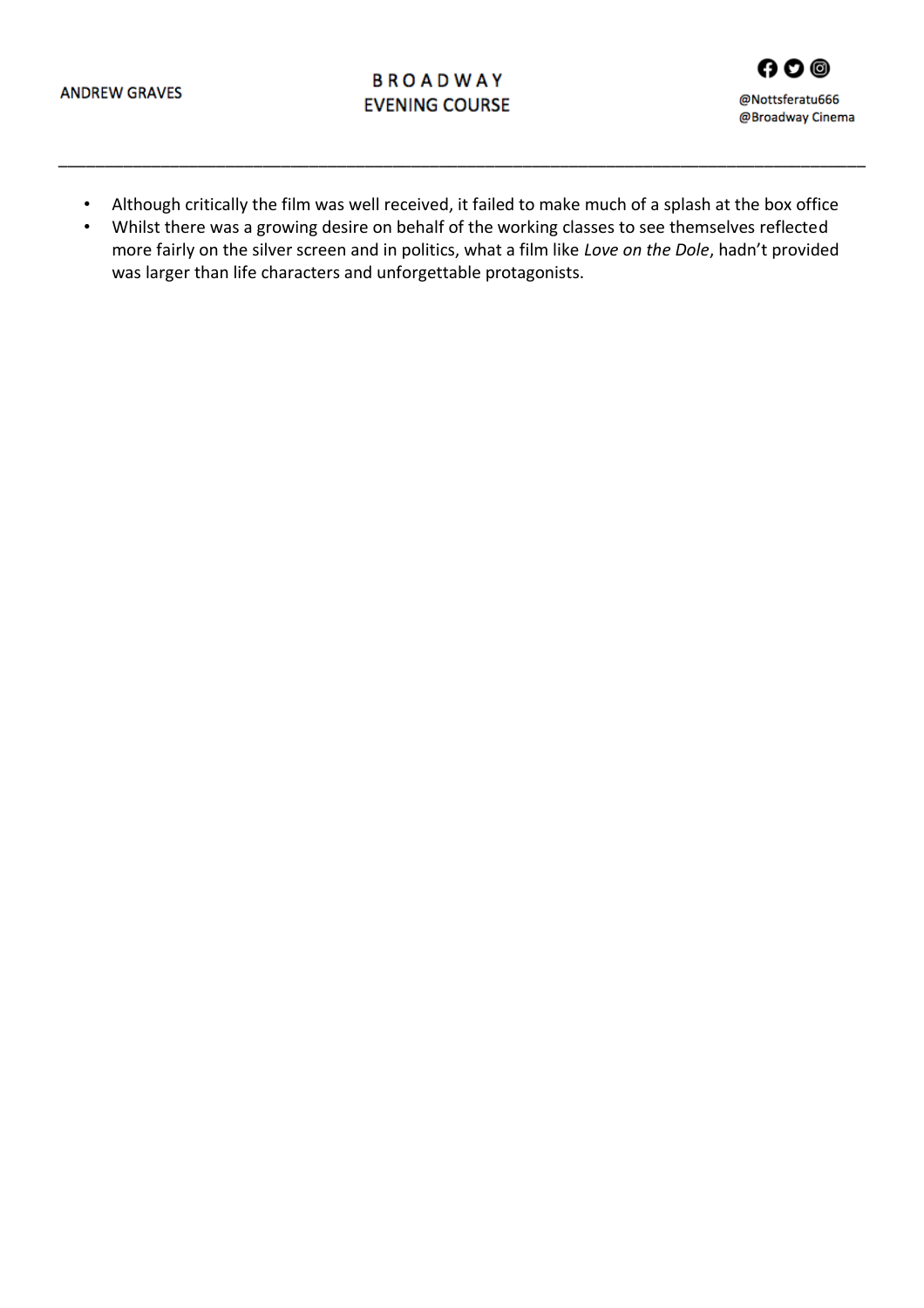- Although critically the film was well received, it failed to make much of a splash at the box office
- Whilst there was a growing desire on behalf of the working classes to see themselves reflected more fairly on the silver screen and in politics, what a film like *Love on the Dole*, hadn't provided was larger than life characters and unforgettable protagonists.